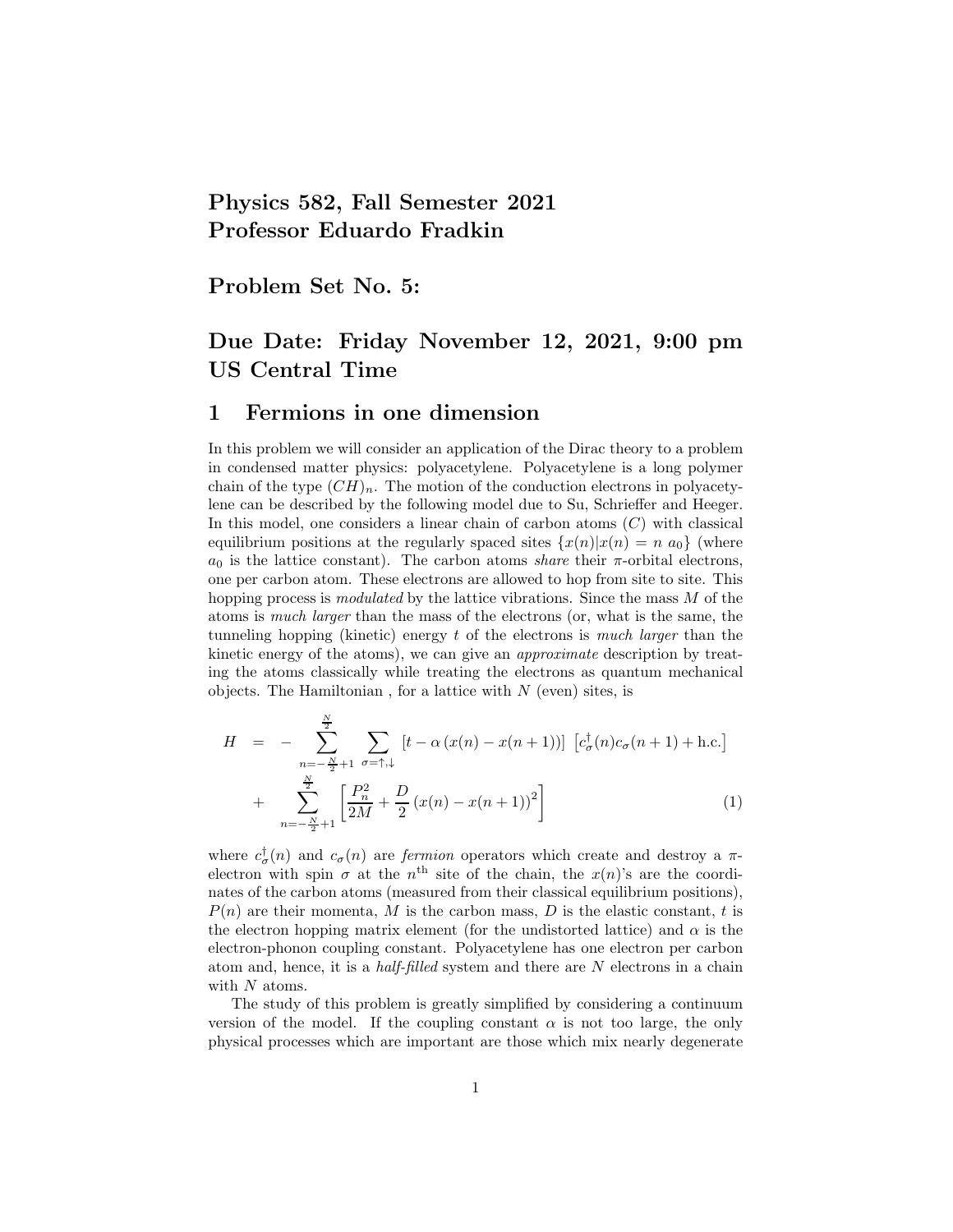# Physics 582, Fall Semester 2021
# Professor Eduardo Fradkin

## Problem Set No. 5:

## Due Date: Friday November 12, 2021, 9:00 pm US Central Time

## 1 Fermions in one dimension

In this problem we will consider an application of the Dirac theory to a problem in condensed matter physics: polyacetylene. Polyacetylene is a long polymer chain of the type $(CH)_n$. The motion of the conduction electrons in polyacetylene can be described by the following model due to Su, Schrieffer and Heeger. In this model, one considers a linear chain of carbon atoms ($C$) with classical equilibrium positions at the regularly spaced sites $\{x(n)|x(n) = n\ a_0\}$ (where $a_0$ is the lattice constant). The carbon atoms *share* their $\pi$-orbital electrons, one per carbon atom. These electrons are allowed to hop from site to site. This hopping process is *modulated* by the lattice vibrations. Since the mass $M$ of the atoms is *much larger* than the mass of the electrons (or, what is the same, the tunneling hopping (kinetic) energy $t$ of the electrons is *much larger* than the kinetic energy of the atoms), we can give an *approximate* description by treating the atoms classically while treating the electrons as quantum mechanical objects. The Hamiltonian , for a lattice with $N$ (even) sites, is

$$
\begin{aligned}
H &= -\sum_{n=-\frac{N}{2}+1}^{\frac{N}{2}} \sum_{\sigma=\uparrow,\downarrow} \left[t - \alpha\left(x(n) - x(n+1)\right)\right] \left[c_\sigma^\dagger(n) c_\sigma(n+1) + \text{h.c.}\right] \\
&+ \sum_{n=-\frac{N}{2}+1}^{\frac{N}{2}} \left[\frac{P_n^2}{2M} + \frac{D}{2}\left(x(n) - x(n+1)\right)^2\right] \qquad (1)
\end{aligned}
$$

where $c_\sigma^\dagger(n)$ and $c_\sigma(n)$ are *fermion* operators which create and destroy a $\pi$-electron with spin $\sigma$ at the $n^{\text{th}}$ site of the chain, the $x(n)$'s are the coordinates of the carbon atoms (measured from their classical equilibrium positions), $P(n)$ are their momenta, $M$ is the carbon mass, $D$ is the elastic constant, $t$ is the electron hopping matrix element (for the undistorted lattice) and $\alpha$ is the electron-phonon coupling constant. Polyacetylene has one electron per carbon atom and, hence, it is a *half-filled* system and there are $N$ electrons in a chain with $N$ atoms.

The study of this problem is greatly simplified by considering a continuum version of the model. If the coupling constant $\alpha$ is not too large, the only physical processes which are important are those which mix nearly degenerate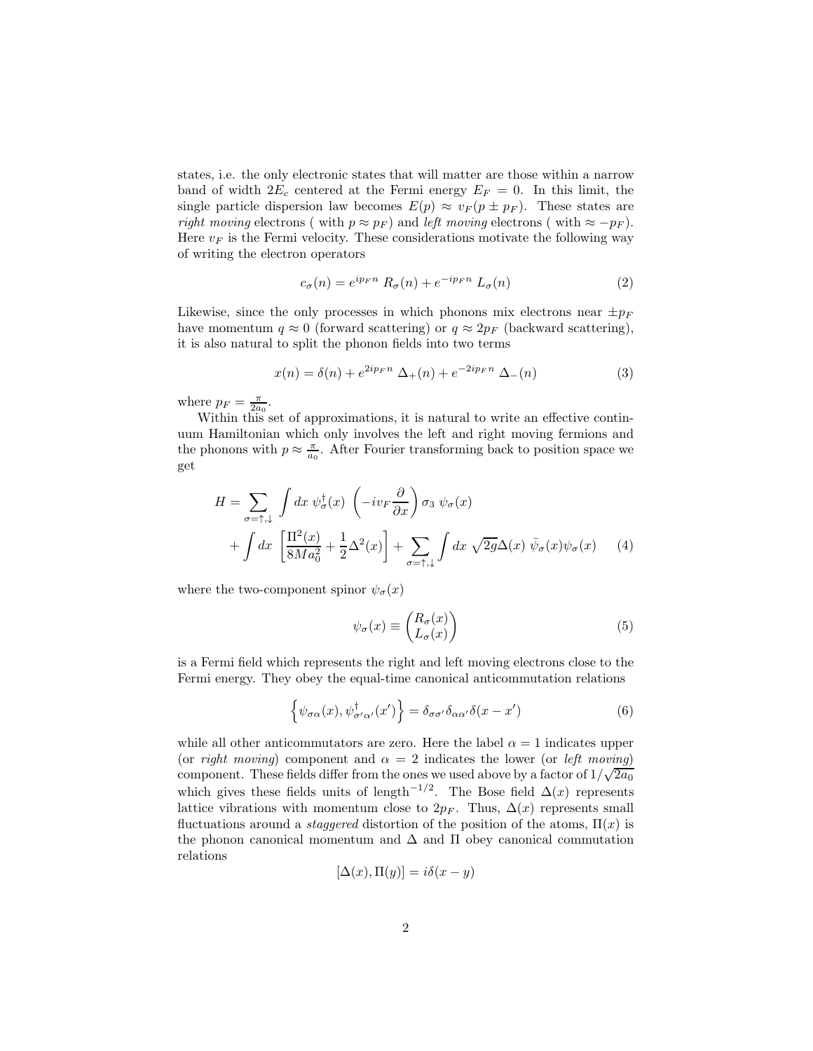states, i.e. the only electronic states that will matter are those within a narrow band of width $2E_c$ centered at the Fermi energy $E_F = 0$. In this limit, the single particle dispersion law becomes $E(p) \approx v_F(p \pm p_F)$. These states are *right moving* electrons ( with $p \approx p_F$) and *left moving* electrons ( with $\approx -p_F$). Here $v_F$ is the Fermi velocity. These considerations motivate the following way of writing the electron operators

$$c_\sigma(n) = e^{ip_F n}\, R_\sigma(n) + e^{-ip_F n}\, L_\sigma(n) \tag{2}$$

Likewise, since the only processes in which phonons mix electrons near $\pm p_F$ have momentum $q \approx 0$ (forward scattering) or $q \approx 2p_F$ (backward scattering), it is also natural to split the phonon fields into two terms

$$x(n) = \delta(n) + e^{2ip_F n}\, \Delta_+(n) + e^{-2ip_F n}\, \Delta_-(n) \tag{3}$$

where $p_F = \frac{\pi}{2a_0}$.

Within this set of approximations, it is natural to write an effective continuum Hamiltonian which only involves the left and right moving fermions and the phonons with $p \approx \frac{\pi}{a_0}$. After Fourier transforming back to position space we get

$$\begin{aligned} H = &\sum_{\sigma=\uparrow,\downarrow} \int dx\; \psi^\dagger_\sigma(x) \left(-iv_F \frac{\partial}{\partial x}\right) \sigma_3\; \psi_\sigma(x) \\ &+ \int dx\; \left[\frac{\Pi^2(x)}{8Ma_0^2} + \frac{1}{2}\Delta^2(x)\right] + \sum_{\sigma=\uparrow,\downarrow} \int dx\; \sqrt{2g}\Delta(x)\; \bar{\psi}_\sigma(x)\psi_\sigma(x) \end{aligned} \tag{4}$$

where the two-component spinor $\psi_\sigma(x)$

$$\psi_\sigma(x) \equiv \begin{pmatrix} R_\sigma(x) \\ L_\sigma(x) \end{pmatrix} \tag{5}$$

is a Fermi field which represents the right and left moving electrons close to the Fermi energy. They obey the equal-time canonical anticommutation relations

$$\left\{\psi_{\sigma\alpha}(x), \psi^\dagger_{\sigma'\alpha'}(x')\right\} = \delta_{\sigma\sigma'}\delta_{\alpha\alpha'}\delta(x - x') \tag{6}$$

while all other anticommutators are zero. Here the label $\alpha = 1$ indicates upper (or *right moving*) component and $\alpha = 2$ indicates the lower (or *left moving*) component. These fields differ from the ones we used above by a factor of $1/\sqrt{2a_0}$ which gives these fields units of length$^{-1/2}$. The Bose field $\Delta(x)$ represents lattice vibrations with momentum close to $2p_F$. Thus, $\Delta(x)$ represents small fluctuations around a *staggered* distortion of the position of the atoms, $\Pi(x)$ is the phonon canonical momentum and $\Delta$ and $\Pi$ obey canonical commutation relations

$$[\Delta(x), \Pi(y)] = i\delta(x - y)$$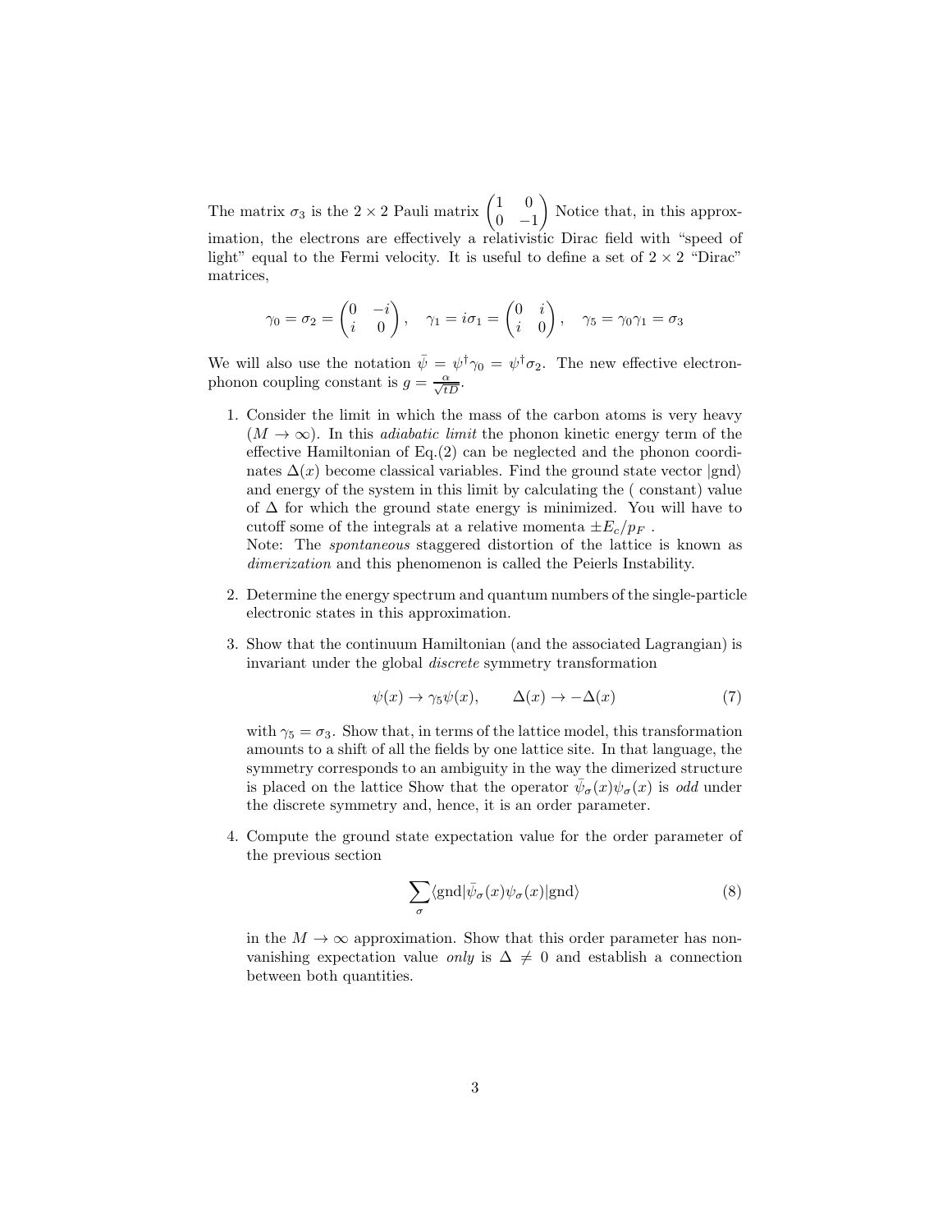The matrix $\sigma_3$ is the $2 \times 2$ Pauli matrix $\begin{pmatrix} 1 & 0 \\ 0 & -1 \end{pmatrix}$ Notice that, in this approximation, the electrons are effectively a relativistic Dirac field with "speed of light" equal to the Fermi velocity. It is useful to define a set of $2 \times 2$ "Dirac" matrices,

$$\gamma_0 = \sigma_2 = \begin{pmatrix} 0 & -i \\ i & 0 \end{pmatrix}, \quad \gamma_1 = i\sigma_1 = \begin{pmatrix} 0 & i \\ i & 0 \end{pmatrix}, \quad \gamma_5 = \gamma_0 \gamma_1 = \sigma_3$$

We will also use the notation $\bar{\psi} = \psi^\dagger \gamma_0 = \psi^\dagger \sigma_2$. The new effective electron-phonon coupling constant is $g = \frac{\alpha}{\sqrt{tD}}$.

1. Consider the limit in which the mass of the carbon atoms is very heavy ($M \to \infty$). In this *adiabatic limit* the phonon kinetic energy term of the effective Hamiltonian of Eq.(2) can be neglected and the phonon coordinates $\Delta(x)$ become classical variables. Find the ground state vector $|\text{gnd}\rangle$ and energy of the system in this limit by calculating the ( constant) value of $\Delta$ for which the ground state energy is minimized. You will have to cutoff some of the integrals at a relative momenta $\pm E_c/p_F$ .
   Note: The *spontaneous* staggered distortion of the lattice is known as *dimerization* and this phenomenon is called the Peierls Instability.

2. Determine the energy spectrum and quantum numbers of the single-particle electronic states in this approximation.

3. Show that the continuum Hamiltonian (and the associated Lagrangian) is invariant under the global *discrete* symmetry transformation

$$\psi(x) \to \gamma_5 \psi(x), \qquad \Delta(x) \to -\Delta(x) \tag{7}$$

   with $\gamma_5 = \sigma_3$. Show that, in terms of the lattice model, this transformation amounts to a shift of all the fields by one lattice site. In that language, the symmetry corresponds to an ambiguity in the way the dimerized structure is placed on the lattice Show that the operator $\bar{\psi}_\sigma(x)\psi_\sigma(x)$ is *odd* under the discrete symmetry and, hence, it is an order parameter.

4. Compute the ground state expectation value for the order parameter of the previous section

$$\sum_\sigma \langle \text{gnd} | \bar{\psi}_\sigma(x) \psi_\sigma(x) | \text{gnd} \rangle \tag{8}$$

   in the $M \to \infty$ approximation. Show that this order parameter has non-vanishing expectation value *only* is $\Delta \neq 0$ and establish a connection between both quantities.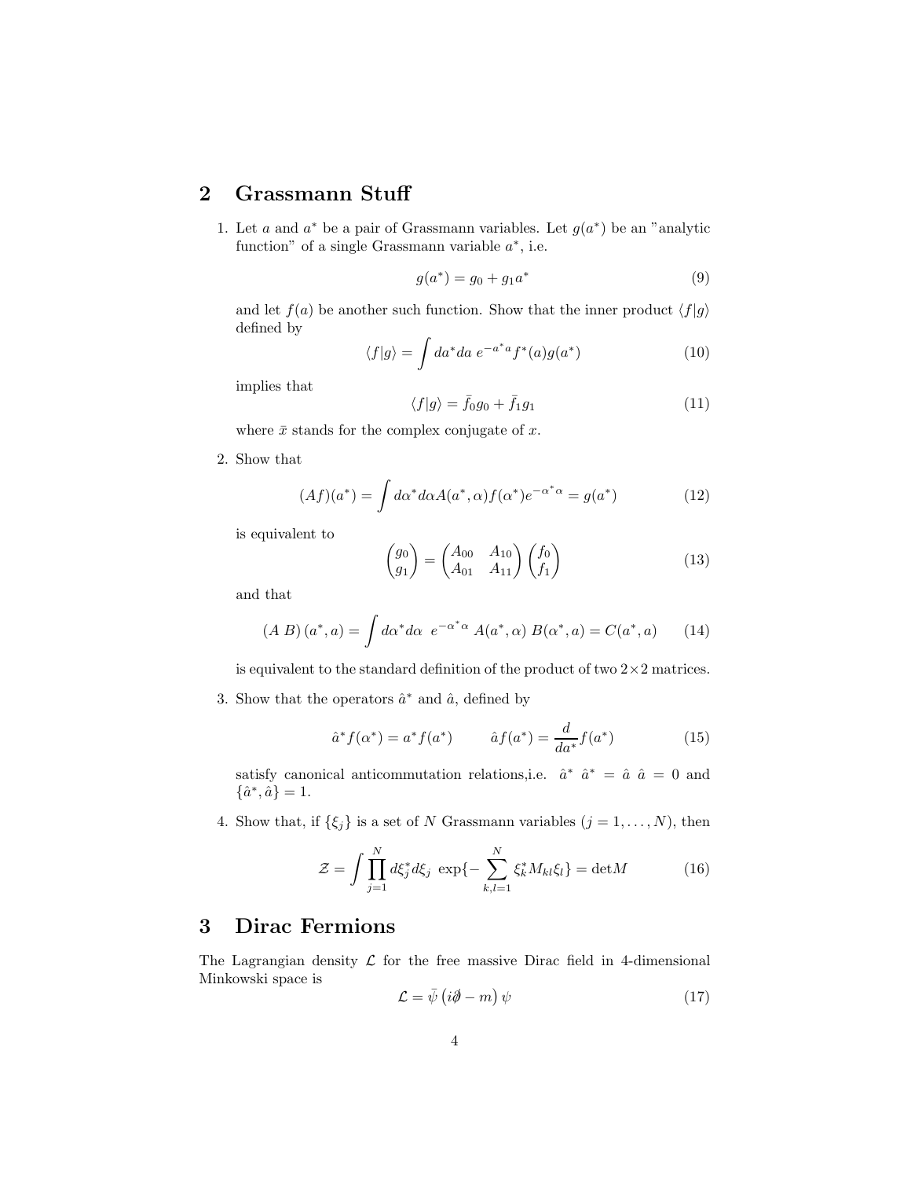## 2 Grassmann Stuff

1. Let $a$ and $a^*$ be a pair of Grassmann variables. Let $g(a^*)$ be an "analytic function" of a single Grassmann variable $a^*$, i.e.

$$g(a^*) = g_0 + g_1 a^* \tag{9}$$

and let $f(a)$ be another such function. Show that the inner product $\langle f|g\rangle$ defined by

$$\langle f|g\rangle = \int da^* da \; e^{-a^* a} f^*(a) g(a^*) \tag{10}$$

implies that

$$\langle f|g\rangle = \bar{f}_0 g_0 + \bar{f}_1 g_1 \tag{11}$$

where $\bar{x}$ stands for the complex conjugate of $x$.

2. Show that

$$(Af)(a^*) = \int d\alpha^* d\alpha A(a^*, \alpha) f(\alpha^*) e^{-\alpha^* \alpha} = g(a^*) \tag{12}$$

is equivalent to

$$\begin{pmatrix} g_0 \\ g_1 \end{pmatrix} = \begin{pmatrix} A_{00} & A_{10} \\ A_{01} & A_{11} \end{pmatrix} \begin{pmatrix} f_0 \\ f_1 \end{pmatrix} \tag{13}$$

and that

$$(A\; B)\,(a^*, a) = \int d\alpha^* d\alpha \;\; e^{-\alpha^* \alpha} \; A(a^*, \alpha) \; B(\alpha^*, a) = C(a^*, a) \tag{14}$$

is equivalent to the standard definition of the product of two $2\times 2$ matrices.

3. Show that the operators $\hat{a}^*$ and $\hat{a}$, defined by

$$\hat{a}^* f(\alpha^*) = a^* f(a^*) \qquad \hat{a} f(a^*) = \frac{d}{da^*} f(a^*) \tag{15}$$

satisfy canonical anticommutation relations,i.e. $\hat{a}^* \; \hat{a}^* = \hat{a} \; \hat{a} = 0$ and $\{\hat{a}^*, \hat{a}\} = 1$.

4. Show that, if $\{\xi_j\}$ is a set of $N$ Grassmann variables ($j = 1, \ldots, N$), then

$$\mathcal{Z} = \int \prod_{j=1}^{N} d\xi_j^* d\xi_j \; \exp\{-\sum_{k,l=1}^{N} \xi_k^* M_{kl} \xi_l\} = \det M \tag{16}$$

## 3 Dirac Fermions

The Lagrangian density $\mathcal{L}$ for the free massive Dirac field in 4-dimensional Minkowski space is

$$\mathcal{L} = \bar{\psi}\left(i\partial\!\!\!/ - m\right)\psi \tag{17}$$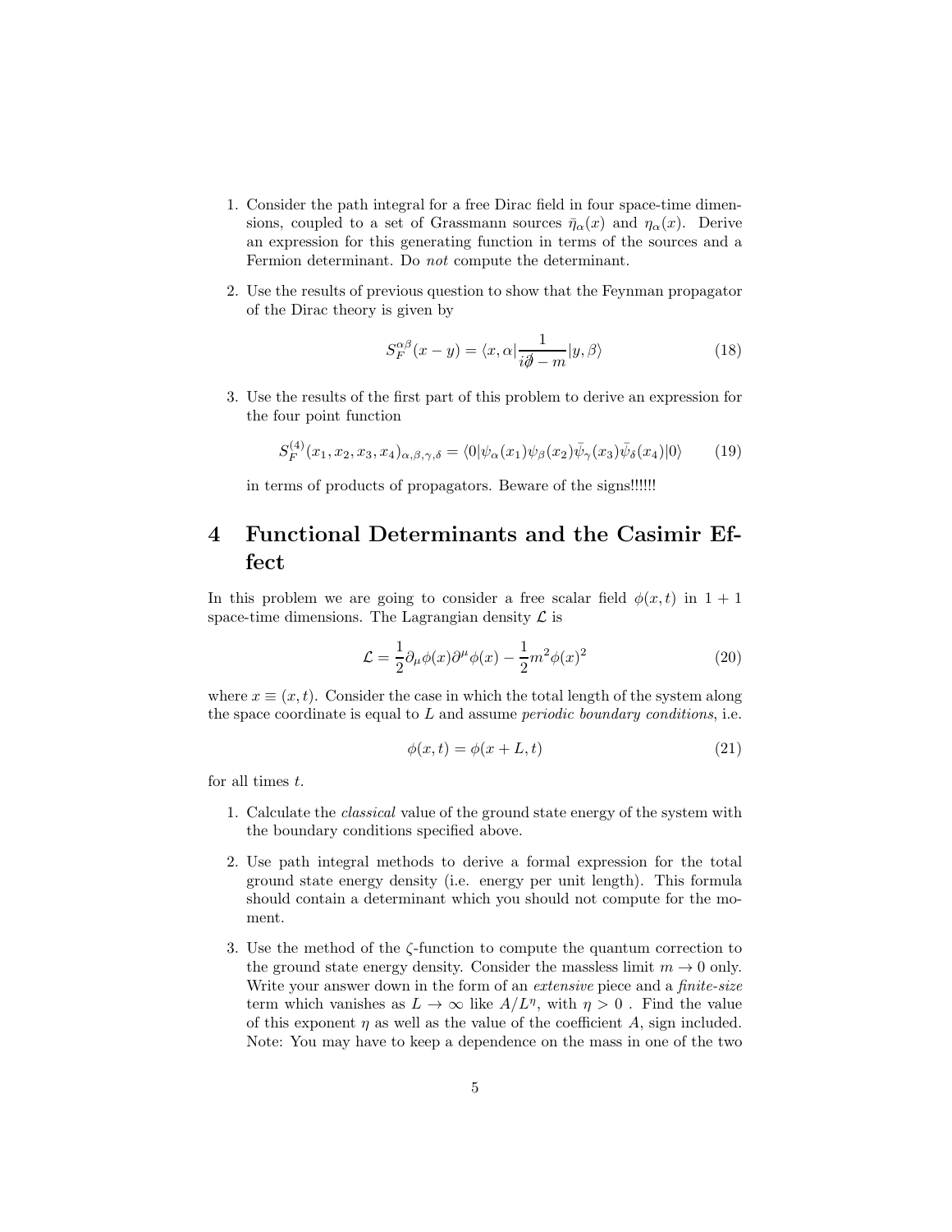1. Consider the path integral for a free Dirac field in four space-time dimensions, coupled to a set of Grassmann sources $\bar{\eta}_\alpha(x)$ and $\eta_\alpha(x)$. Derive an expression for this generating function in terms of the sources and a Fermion determinant. Do *not* compute the determinant.

2. Use the results of previous question to show that the Feynman propagator of the Dirac theory is given by

$$S_F^{\alpha\beta}(x-y) = \langle x, \alpha | \frac{1}{i\partial\!\!\!/ - m} | y, \beta \rangle \tag{18}$$

3. Use the results of the first part of this problem to derive an expression for the four point function

$$S_F^{(4)}(x_1, x_2, x_3, x_4)_{\alpha,\beta,\gamma,\delta} = \langle 0 | \psi_\alpha(x_1) \psi_\beta(x_2) \bar{\psi}_\gamma(x_3) \bar{\psi}_\delta(x_4) | 0 \rangle \tag{19}$$

in terms of products of propagators. Beware of the signs!!!!!!

# 4 Functional Determinants and the Casimir Effect

In this problem we are going to consider a free scalar field $\phi(x,t)$ in $1+1$ space-time dimensions. The Lagrangian density $\mathcal{L}$ is

$$\mathcal{L} = \frac{1}{2} \partial_\mu \phi(x) \partial^\mu \phi(x) - \frac{1}{2} m^2 \phi(x)^2 \tag{20}$$

where $x \equiv (x,t)$. Consider the case in which the total length of the system along the space coordinate is equal to $L$ and assume *periodic boundary conditions*, i.e.

$$\phi(x,t) = \phi(x+L,t) \tag{21}$$

for all times $t$.

1. Calculate the *classical* value of the ground state energy of the system with the boundary conditions specified above.

2. Use path integral methods to derive a formal expression for the total ground state energy density (i.e. energy per unit length). This formula should contain a determinant which you should not compute for the moment.

3. Use the method of the $\zeta$-function to compute the quantum correction to the ground state energy density. Consider the massless limit $m \to 0$ only. Write your answer down in the form of an *extensive* piece and a *finite-size* term which vanishes as $L \to \infty$ like $A/L^\eta$, with $\eta > 0$ . Find the value of this exponent $\eta$ as well as the value of the coefficient $A$, sign included. Note: You may have to keep a dependence on the mass in one of the two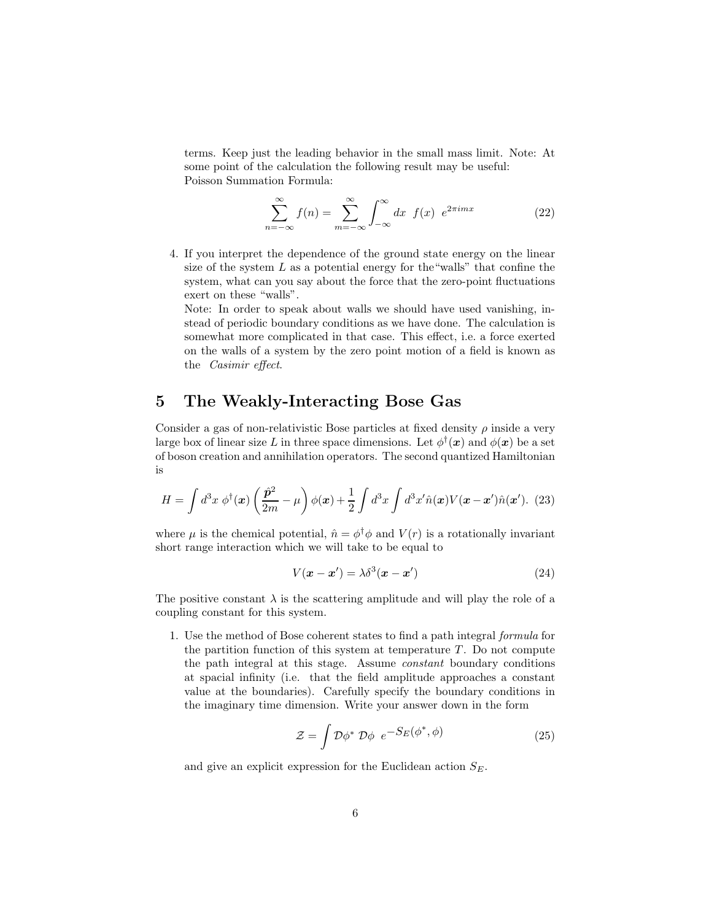terms. Keep just the leading behavior in the small mass limit. Note: At some point of the calculation the following result may be useful:
Poisson Summation Formula:

$$\sum_{n=-\infty}^{\infty} f(n) = \sum_{m=-\infty}^{\infty} \int_{-\infty}^{\infty} dx \;\; f(x) \;\; e^{2\pi i m x} \tag{22}$$

4. If you interpret the dependence of the ground state energy on the linear size of the system $L$ as a potential energy for the "walls" that confine the system, what can you say about the force that the zero-point fluctuations exert on these "walls".
   Note: In order to speak about walls we should have used vanishing, instead of periodic boundary conditions as we have done. The calculation is somewhat more complicated in that case. This effect, i.e. a force exerted on the walls of a system by the zero point motion of a field is known as the *Casimir effect*.

## 5 The Weakly-Interacting Bose Gas

Consider a gas of non-relativistic Bose particles at fixed density $\rho$ inside a very large box of linear size $L$ in three space dimensions. Let $\phi^\dagger(\boldsymbol{x})$ and $\phi(\boldsymbol{x})$ be a set of boson creation and annihilation operators. The second quantized Hamiltonian is

$$H = \int d^3x \; \phi^\dagger(\boldsymbol{x}) \left( \frac{\hat{\boldsymbol{p}}^2}{2m} - \mu \right) \phi(\boldsymbol{x}) + \frac{1}{2} \int d^3x \int d^3x' \hat{n}(\boldsymbol{x}) V(\boldsymbol{x} - \boldsymbol{x}') \hat{n}(\boldsymbol{x}'). \tag{23}$$

where $\mu$ is the chemical potential, $\hat{n} = \phi^\dagger \phi$ and $V(r)$ is a rotationally invariant short range interaction which we will take to be equal to

$$V(\boldsymbol{x} - \boldsymbol{x}') = \lambda \delta^3(\boldsymbol{x} - \boldsymbol{x}') \tag{24}$$

The positive constant $\lambda$ is the scattering amplitude and will play the role of a coupling constant for this system.

1. Use the method of Bose coherent states to find a path integral *formula* for the partition function of this system at temperature $T$. Do not compute the path integral at this stage. Assume *constant* boundary conditions at spacial infinity (i.e. that the field amplitude approaches a constant value at the boundaries). Carefully specify the boundary conditions in the imaginary time dimension. Write your answer down in the form

$$\mathcal{Z} = \int \mathcal{D}\phi^* \; \mathcal{D}\phi \;\; e^{-S_E(\phi^*, \phi)} \tag{25}$$

   and give an explicit expression for the Euclidean action $S_E$.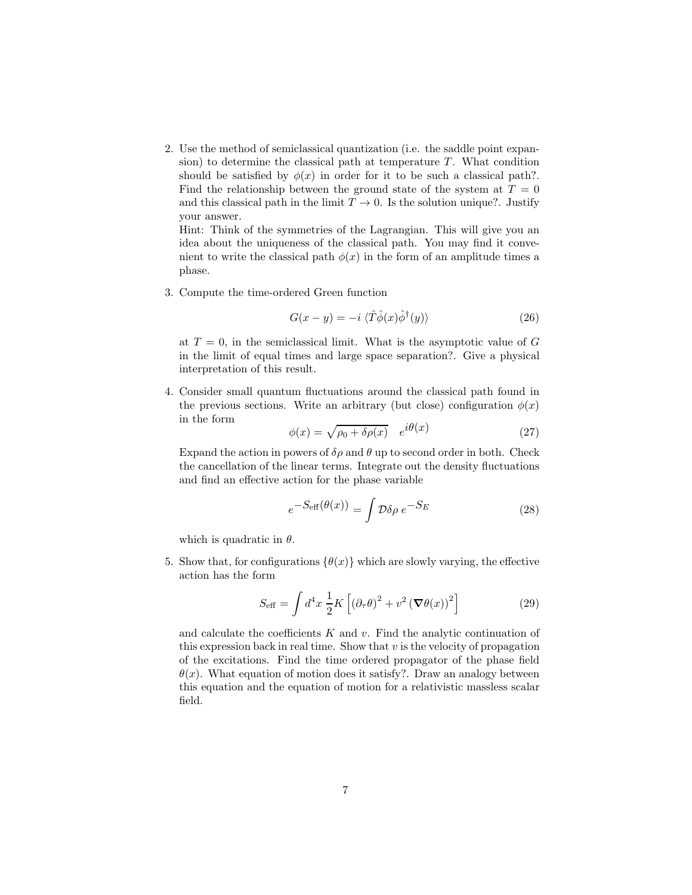2. Use the method of semiclassical quantization (i.e. the saddle point expansion) to determine the classical path at temperature $T$. What condition should be satisfied by $\phi(x)$ in order for it to be such a classical path?. Find the relationship between the ground state of the system at $T = 0$ and this classical path in the limit $T \to 0$. Is the solution unique?. Justify your answer.

   Hint: Think of the symmetries of the Lagrangian. This will give you an idea about the uniqueness of the classical path. You may find it convenient to write the classical path $\phi(x)$ in the form of an amplitude times a phase.

3. Compute the time-ordered Green function

   $$G(x - y) = -i \, \langle \hat{T} \hat{\phi}(x) \hat{\phi}^{\dagger}(y) \rangle \tag{26}$$

   at $T = 0$, in the semiclassical limit. What is the asymptotic value of $G$ in the limit of equal times and large space separation?. Give a physical interpretation of this result.

4. Consider small quantum fluctuations around the classical path found in the previous sections. Write an arbitrary (but close) configuration $\phi(x)$ in the form

   $$\phi(x) = \sqrt{\rho_0 + \delta\rho(x)} \quad e^{i\theta(x)} \tag{27}$$

   Expand the action in powers of $\delta\rho$ and $\theta$ up to second order in both. Check the cancellation of the linear terms. Integrate out the density fluctuations and find an effective action for the phase variable

   $$e^{-S_{\text{eff}}(\theta(x))} = \int \mathcal{D}\delta\rho \; e^{-S_E} \tag{28}$$

   which is quadratic in $\theta$.

5. Show that, for configurations $\{\theta(x)\}$ which are slowly varying, the effective action has the form

   $$S_{\text{eff}} = \int d^4x \; \frac{1}{2} K \left[ \left(\partial_\tau \theta\right)^2 + v^2 \left(\boldsymbol{\nabla} \theta(x)\right)^2 \right] \tag{29}$$

   and calculate the coefficients $K$ and $v$. Find the analytic continuation of this expression back in real time. Show that $v$ is the velocity of propagation of the excitations. Find the time ordered propagator of the phase field $\theta(x)$. What equation of motion does it satisfy?. Draw an analogy between this equation and the equation of motion for a relativistic massless scalar field.